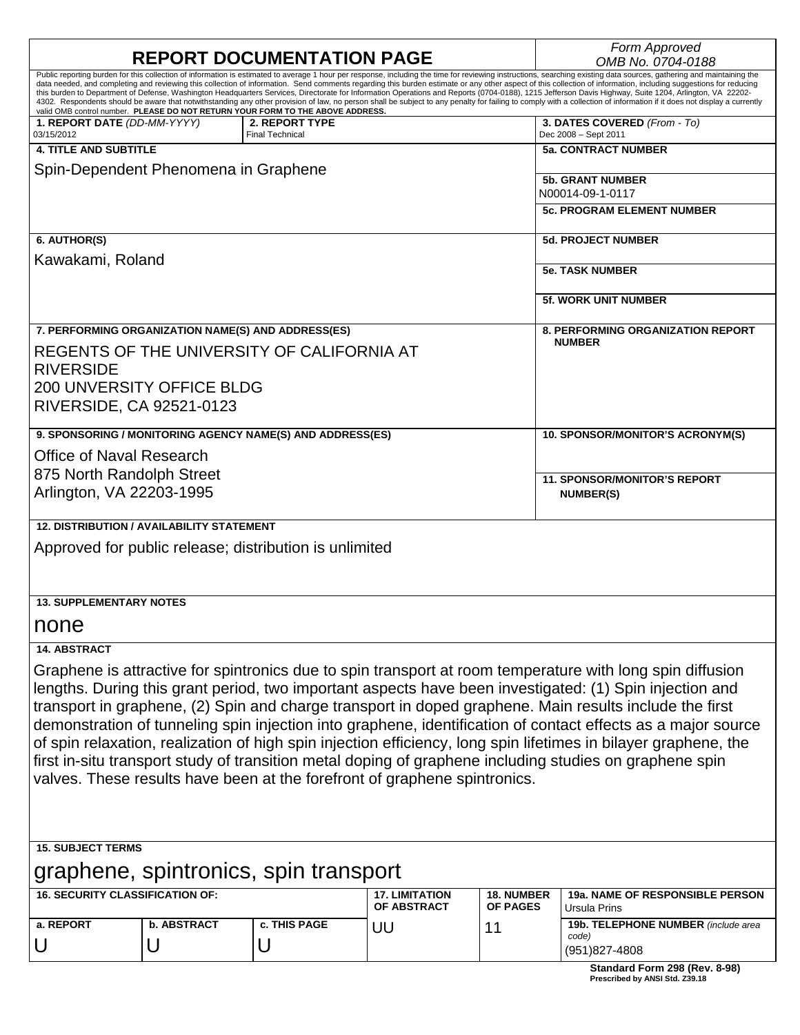# REPORT DOCUMENTATION PAGE

*Form Approved*
*OMB No. 0704-0188*

Public reporting burden for this collection of information is estimated to average 1 hour per response, including the time for reviewing instructions, searching existing data sources, gathering and maintaining the data needed, and completing and reviewing this collection of information. Send comments regarding this burden estimate or any other aspect of this collection of information, including suggestions for reducing this burden to Department of Defense, Washington Headquarters Services, Directorate for Information Operations and Reports (0704-0188), 1215 Jefferson Davis Highway, Suite 1204, Arlington, VA 22202-4302. Respondents should be aware that notwithstanding any other provision of law, no person shall be subject to any penalty for failing to comply with a collection of information if it does not display a currently valid OMB control number. **PLEASE DO NOT RETURN YOUR FORM TO THE ABOVE ADDRESS.**

| **1. REPORT DATE** *(DD-MM-YYYY)* | **2. REPORT TYPE** | **3. DATES COVERED** *(From - To)* |
|---|---|---|
| 03/15/2012 | Final Technical | Dec 2008 – Sept 2011 |

**4. TITLE AND SUBTITLE**

Spin-Dependent Phenomena in Graphene

**5a. CONTRACT NUMBER**

**5b. GRANT NUMBER**
N00014-09-1-0117

**5c. PROGRAM ELEMENT NUMBER**

**6. AUTHOR(S)**

Kawakami, Roland

**5d. PROJECT NUMBER**

**5e. TASK NUMBER**

**5f. WORK UNIT NUMBER**

**7. PERFORMING ORGANIZATION NAME(S) AND ADDRESS(ES)**

REGENTS OF THE UNIVERSITY OF CALIFORNIA AT RIVERSIDE
200 UNVERSITY OFFICE BLDG
RIVERSIDE, CA 92521-0123

**8. PERFORMING ORGANIZATION REPORT NUMBER**

**9. SPONSORING / MONITORING AGENCY NAME(S) AND ADDRESS(ES)**

Office of Naval Research
875 North Randolph Street
Arlington, VA 22203-1995

**10. SPONSOR/MONITOR'S ACRONYM(S)**

**11. SPONSOR/MONITOR'S REPORT NUMBER(S)**

**12. DISTRIBUTION / AVAILABILITY STATEMENT**

Approved for public release; distribution is unlimited

**13. SUPPLEMENTARY NOTES**

none

**14. ABSTRACT**

Graphene is attractive for spintronics due to spin transport at room temperature with long spin diffusion lengths. During this grant period, two important aspects have been investigated: (1) Spin injection and transport in graphene, (2) Spin and charge transport in doped graphene. Main results include the first demonstration of tunneling spin injection into graphene, identification of contact effects as a major source of spin relaxation, realization of high spin injection efficiency, long spin lifetimes in bilayer graphene, the first in-situ transport study of transition metal doping of graphene including studies on graphene spin valves. These results have been at the forefront of graphene spintronics.

**15. SUBJECT TERMS**

graphene, spintronics, spin transport

| **16. SECURITY CLASSIFICATION OF:** | | | **17. LIMITATION OF ABSTRACT** | **18. NUMBER OF PAGES** | **19a. NAME OF RESPONSIBLE PERSON** Ursula Prins |
|---|---|---|---|---|---|
| **a. REPORT** | **b. ABSTRACT** | **c. THIS PAGE** | | | **19b. TELEPHONE NUMBER** *(include area code)* |
| U | U | U | UU | 11 | (951)827-4808 |

**Standard Form 298 (Rev. 8-98)**
**Prescribed by ANSI Std. Z39.18**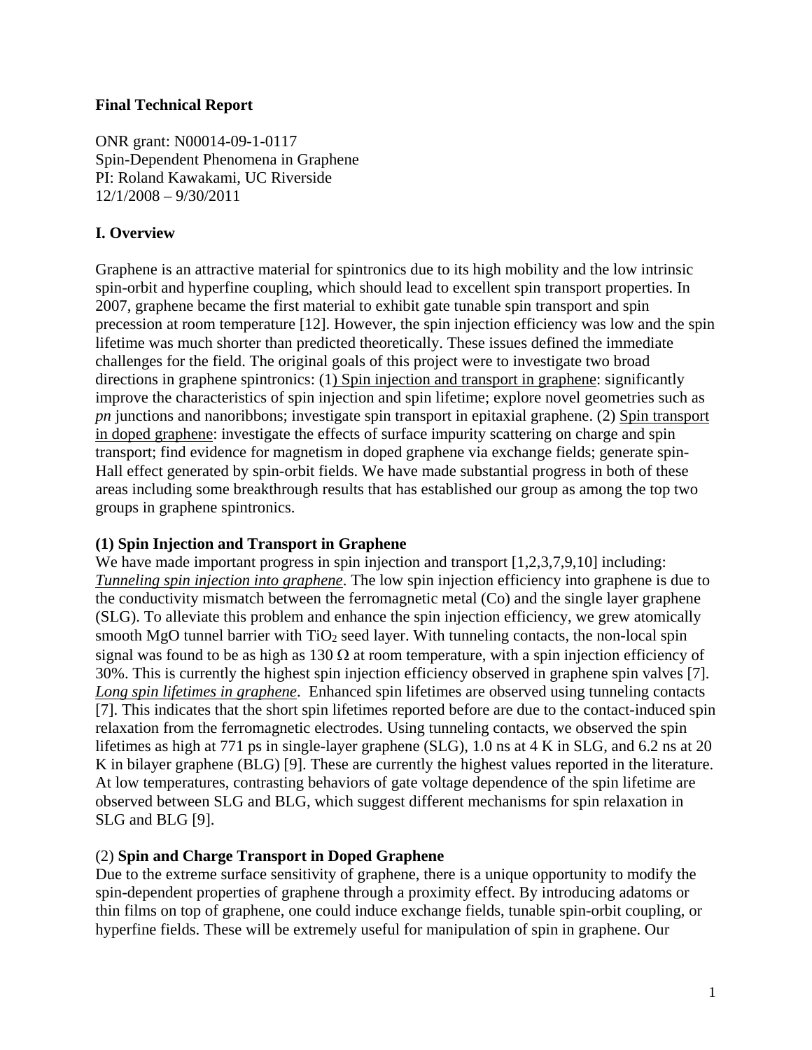**Final Technical Report**

ONR grant: N00014-09-1-0117
Spin-Dependent Phenomena in Graphene
PI: Roland Kawakami, UC Riverside
12/1/2008 – 9/30/2011

## I. Overview

Graphene is an attractive material for spintronics due to its high mobility and the low intrinsic spin-orbit and hyperfine coupling, which should lead to excellent spin transport properties. In 2007, graphene became the first material to exhibit gate tunable spin transport and spin precession at room temperature [12]. However, the spin injection efficiency was low and the spin lifetime was much shorter than predicted theoretically. These issues defined the immediate challenges for the field. The original goals of this project were to investigate two broad directions in graphene spintronics: (1) Spin injection and transport in graphene: significantly improve the characteristics of spin injection and spin lifetime; explore novel geometries such as *pn* junctions and nanoribbons; investigate spin transport in epitaxial graphene. (2) Spin transport in doped graphene: investigate the effects of surface impurity scattering on charge and spin transport; find evidence for magnetism in doped graphene via exchange fields; generate spin-Hall effect generated by spin-orbit fields. We have made substantial progress in both of these areas including some breakthrough results that has established our group as among the top two groups in graphene spintronics.

### (1) Spin Injection and Transport in Graphene

We have made important progress in spin injection and transport [1,2,3,7,9,10] including: ***Tunneling spin injection into graphene***. The low spin injection efficiency into graphene is due to the conductivity mismatch between the ferromagnetic metal (Co) and the single layer graphene (SLG). To alleviate this problem and enhance the spin injection efficiency, we grew atomically smooth MgO tunnel barrier with $TiO_2$ seed layer. With tunneling contacts, the non-local spin signal was found to be as high as 130 Ω at room temperature, with a spin injection efficiency of 30%. This is currently the highest spin injection efficiency observed in graphene spin valves [7]. ***Long spin lifetimes in graphene***. Enhanced spin lifetimes are observed using tunneling contacts [7]. This indicates that the short spin lifetimes reported before are due to the contact-induced spin relaxation from the ferromagnetic electrodes. Using tunneling contacts, we observed the spin lifetimes as high at 771 ps in single-layer graphene (SLG), 1.0 ns at 4 K in SLG, and 6.2 ns at 20 K in bilayer graphene (BLG) [9]. These are currently the highest values reported in the literature. At low temperatures, contrasting behaviors of gate voltage dependence of the spin lifetime are observed between SLG and BLG, which suggest different mechanisms for spin relaxation in SLG and BLG [9].

### (2) Spin and Charge Transport in Doped Graphene

Due to the extreme surface sensitivity of graphene, there is a unique opportunity to modify the spin-dependent properties of graphene through a proximity effect. By introducing adatoms or thin films on top of graphene, one could induce exchange fields, tunable spin-orbit coupling, or hyperfine fields. These will be extremely useful for manipulation of spin in graphene. Our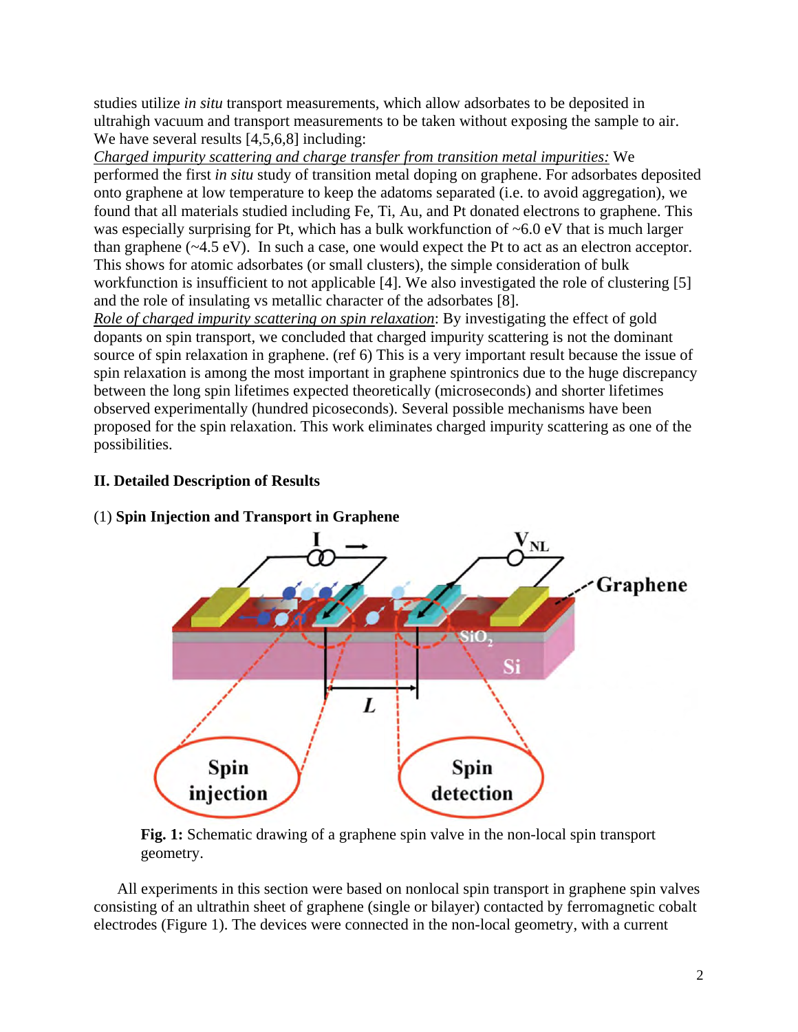studies utilize *in situ* transport measurements, which allow adsorbates to be deposited in ultrahigh vacuum and transport measurements to be taken without exposing the sample to air. We have several results [4,5,6,8] including:

*Charged impurity scattering and charge transfer from transition metal impurities:* We performed the first *in situ* study of transition metal doping on graphene. For adsorbates deposited onto graphene at low temperature to keep the adatoms separated (i.e. to avoid aggregation), we found that all materials studied including Fe, Ti, Au, and Pt donated electrons to graphene. This was especially surprising for Pt, which has a bulk workfunction of ~6.0 eV that is much larger than graphene (~4.5 eV). In such a case, one would expect the Pt to act as an electron acceptor. This shows for atomic adsorbates (or small clusters), the simple consideration of bulk workfunction is insufficient to not applicable [4]. We also investigated the role of clustering [5] and the role of insulating vs metallic character of the adsorbates [8].

*Role of charged impurity scattering on spin relaxation*: By investigating the effect of gold dopants on spin transport, we concluded that charged impurity scattering is not the dominant source of spin relaxation in graphene. (ref 6) This is a very important result because the issue of spin relaxation is among the most important in graphene spintronics due to the huge discrepancy between the long spin lifetimes expected theoretically (microseconds) and shorter lifetimes observed experimentally (hundred picoseconds). Several possible mechanisms have been proposed for the spin relaxation. This work eliminates charged impurity scattering as one of the possibilities.

## II. Detailed Description of Results

### (1) Spin Injection and Transport in Graphene

**Fig. 1:** Schematic drawing of a graphene spin valve in the non-local spin transport geometry.

All experiments in this section were based on nonlocal spin transport in graphene spin valves consisting of an ultrathin sheet of graphene (single or bilayer) contacted by ferromagnetic cobalt electrodes (Figure 1). The devices were connected in the non-local geometry, with a current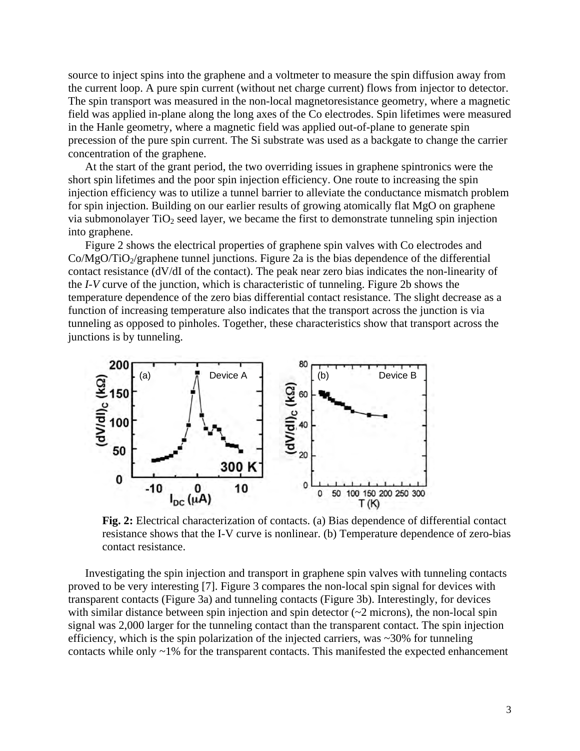source to inject spins into the graphene and a voltmeter to measure the spin diffusion away from the current loop. A pure spin current (without net charge current) flows from injector to detector. The spin transport was measured in the non-local magnetoresistance geometry, where a magnetic field was applied in-plane along the long axes of the Co electrodes. Spin lifetimes were measured in the Hanle geometry, where a magnetic field was applied out-of-plane to generate spin precession of the pure spin current. The Si substrate was used as a backgate to change the carrier concentration of the graphene.

At the start of the grant period, the two overriding issues in graphene spintronics were the short spin lifetimes and the poor spin injection efficiency. One route to increasing the spin injection efficiency was to utilize a tunnel barrier to alleviate the conductance mismatch problem for spin injection. Building on our earlier results of growing atomically flat MgO on graphene via submonolayer $TiO_2$ seed layer, we became the first to demonstrate tunneling spin injection into graphene.

Figure 2 shows the electrical properties of graphene spin valves with Co electrodes and Co/MgO/$TiO_2$/graphene tunnel junctions. Figure 2a is the bias dependence of the differential contact resistance (dV/dI of the contact). The peak near zero bias indicates the non-linearity of the *I-V* curve of the junction, which is characteristic of tunneling. Figure 2b shows the temperature dependence of the zero bias differential contact resistance. The slight decrease as a function of increasing temperature also indicates that the transport across the junction is via tunneling as opposed to pinholes. Together, these characteristics show that transport across the junctions is by tunneling.

**Fig. 2:** Electrical characterization of contacts. (a) Bias dependence of differential contact resistance shows that the I-V curve is nonlinear. (b) Temperature dependence of zero-bias contact resistance.

Investigating the spin injection and transport in graphene spin valves with tunneling contacts proved to be very interesting [7]. Figure 3 compares the non-local spin signal for devices with transparent contacts (Figure 3a) and tunneling contacts (Figure 3b). Interestingly, for devices with similar distance between spin injection and spin detector (~2 microns), the non-local spin signal was 2,000 larger for the tunneling contact than the transparent contact. The spin injection efficiency, which is the spin polarization of the injected carriers, was ~30% for tunneling contacts while only ~1% for the transparent contacts. This manifested the expected enhancement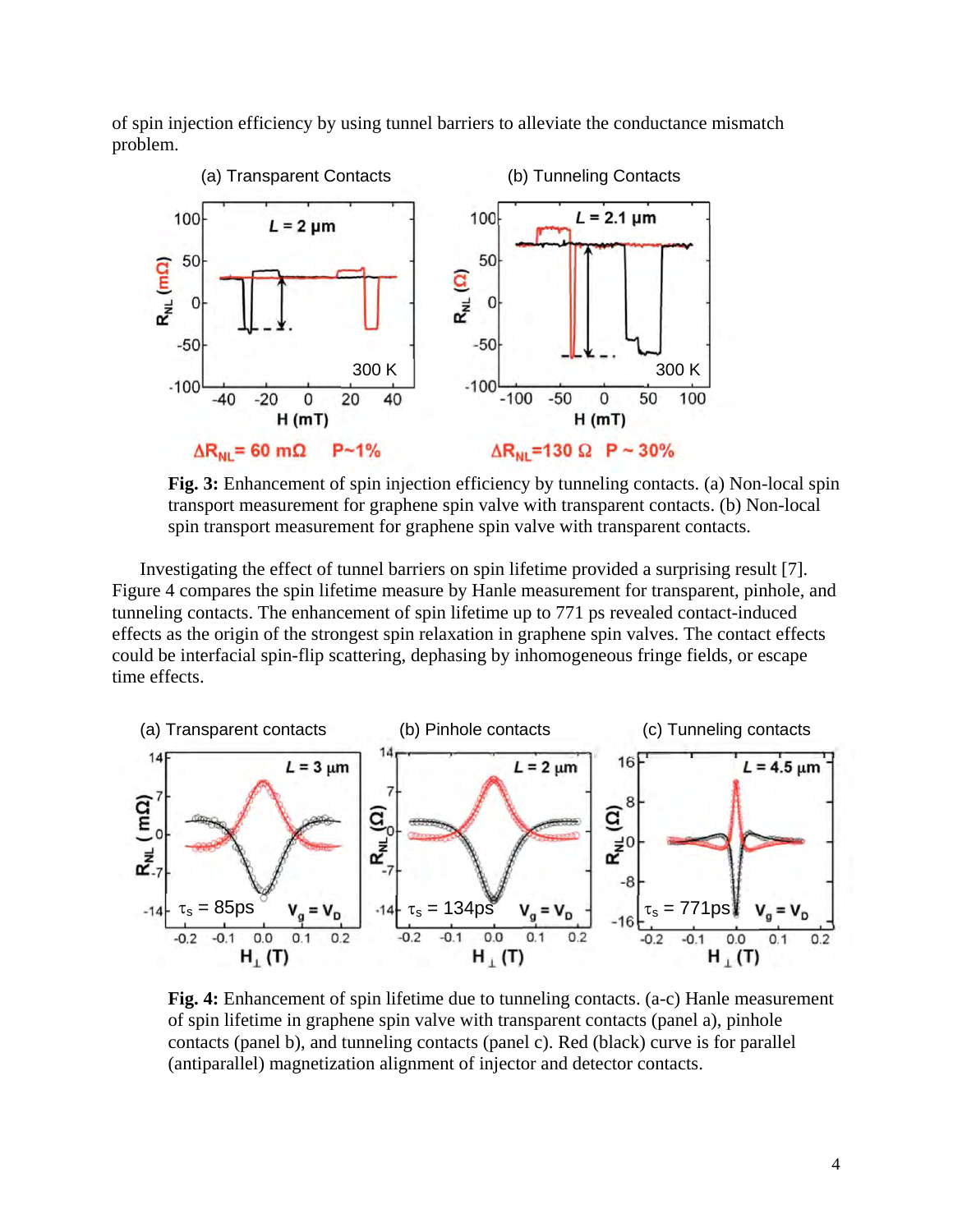of spin injection efficiency by using tunnel barriers to alleviate the conductance mismatch problem.

$\Delta R_{NL}$ = 60 mΩ  P~1%  $\Delta R_{NL}$=130 Ω  P ~ 30%

**Fig. 3:** Enhancement of spin injection efficiency by tunneling contacts. (a) Non-local spin transport measurement for graphene spin valve with transparent contacts. (b) Non-local spin transport measurement for graphene spin valve with transparent contacts.

Investigating the effect of tunnel barriers on spin lifetime provided a surprising result [7]. Figure 4 compares the spin lifetime measure by Hanle measurement for transparent, pinhole, and tunneling contacts. The enhancement of spin lifetime up to 771 ps revealed contact-induced effects as the origin of the strongest spin relaxation in graphene spin valves. The contact effects could be interfacial spin-flip scattering, dephasing by inhomogeneous fringe fields, or escape time effects.

**Fig. 4:** Enhancement of spin lifetime due to tunneling contacts. (a-c) Hanle measurement of spin lifetime in graphene spin valve with transparent contacts (panel a), pinhole contacts (panel b), and tunneling contacts (panel c). Red (black) curve is for parallel (antiparallel) magnetization alignment of injector and detector contacts.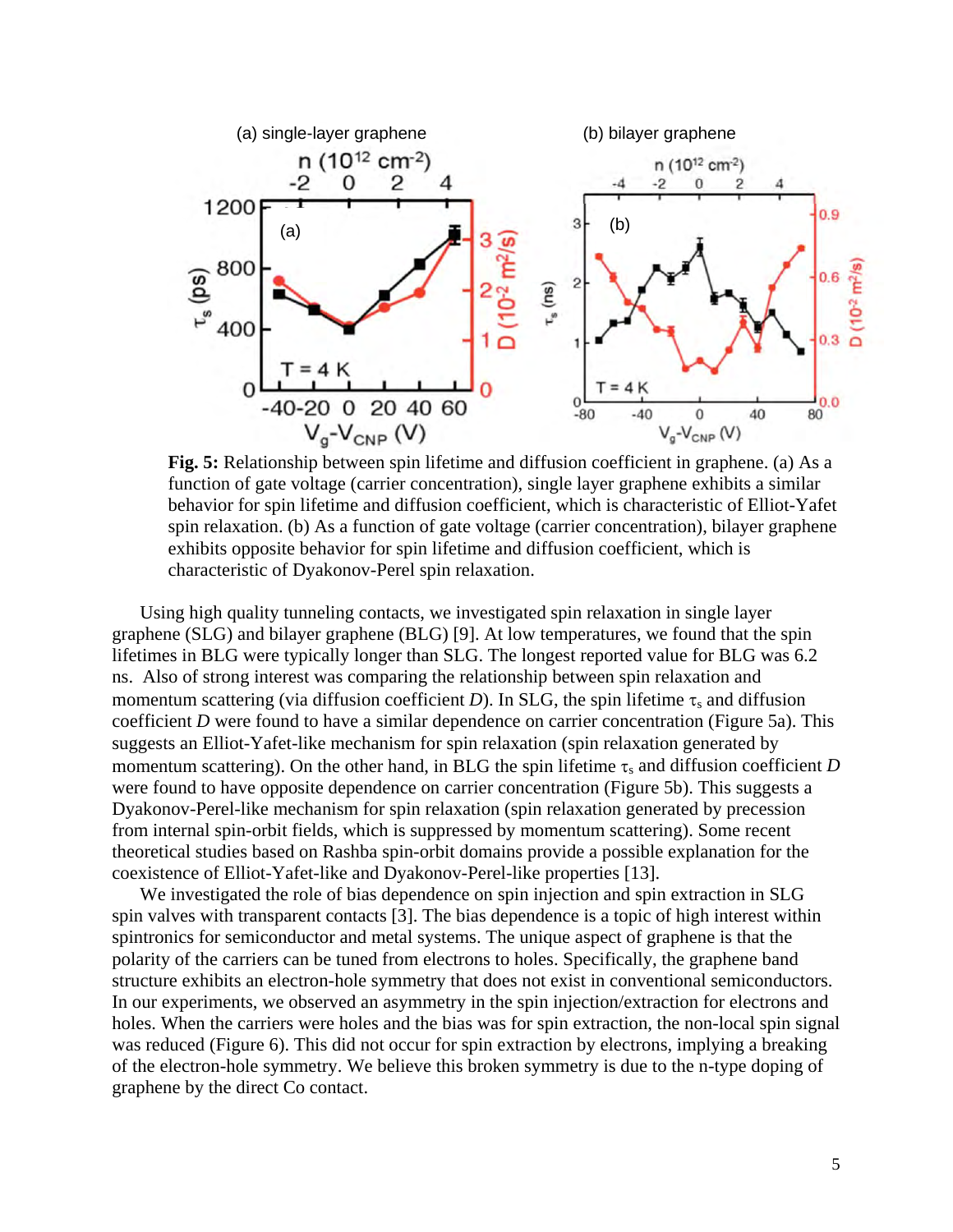**Fig. 5:** Relationship between spin lifetime and diffusion coefficient in graphene. (a) As a function of gate voltage (carrier concentration), single layer graphene exhibits a similar behavior for spin lifetime and diffusion coefficient, which is characteristic of Elliot-Yafet spin relaxation. (b) As a function of gate voltage (carrier concentration), bilayer graphene exhibits opposite behavior for spin lifetime and diffusion coefficient, which is characteristic of Dyakonov-Perel spin relaxation.

Using high quality tunneling contacts, we investigated spin relaxation in single layer graphene (SLG) and bilayer graphene (BLG) [9]. At low temperatures, we found that the spin lifetimes in BLG were typically longer than SLG. The longest reported value for BLG was 6.2 ns. Also of strong interest was comparing the relationship between spin relaxation and momentum scattering (via diffusion coefficient $D$). In SLG, the spin lifetime $\tau_s$ and diffusion coefficient $D$ were found to have a similar dependence on carrier concentration (Figure 5a). This suggests an Elliot-Yafet-like mechanism for spin relaxation (spin relaxation generated by momentum scattering). On the other hand, in BLG the spin lifetime $\tau_s$ and diffusion coefficient $D$ were found to have opposite dependence on carrier concentration (Figure 5b). This suggests a Dyakonov-Perel-like mechanism for spin relaxation (spin relaxation generated by precession from internal spin-orbit fields, which is suppressed by momentum scattering). Some recent theoretical studies based on Rashba spin-orbit domains provide a possible explanation for the coexistence of Elliot-Yafet-like and Dyakonov-Perel-like properties [13].

We investigated the role of bias dependence on spin injection and spin extraction in SLG spin valves with transparent contacts [3]. The bias dependence is a topic of high interest within spintronics for semiconductor and metal systems. The unique aspect of graphene is that the polarity of the carriers can be tuned from electrons to holes. Specifically, the graphene band structure exhibits an electron-hole symmetry that does not exist in conventional semiconductors. In our experiments, we observed an asymmetry in the spin injection/extraction for electrons and holes. When the carriers were holes and the bias was for spin extraction, the non-local spin signal was reduced (Figure 6). This did not occur for spin extraction by electrons, implying a breaking of the electron-hole symmetry. We believe this broken symmetry is due to the n-type doping of graphene by the direct Co contact.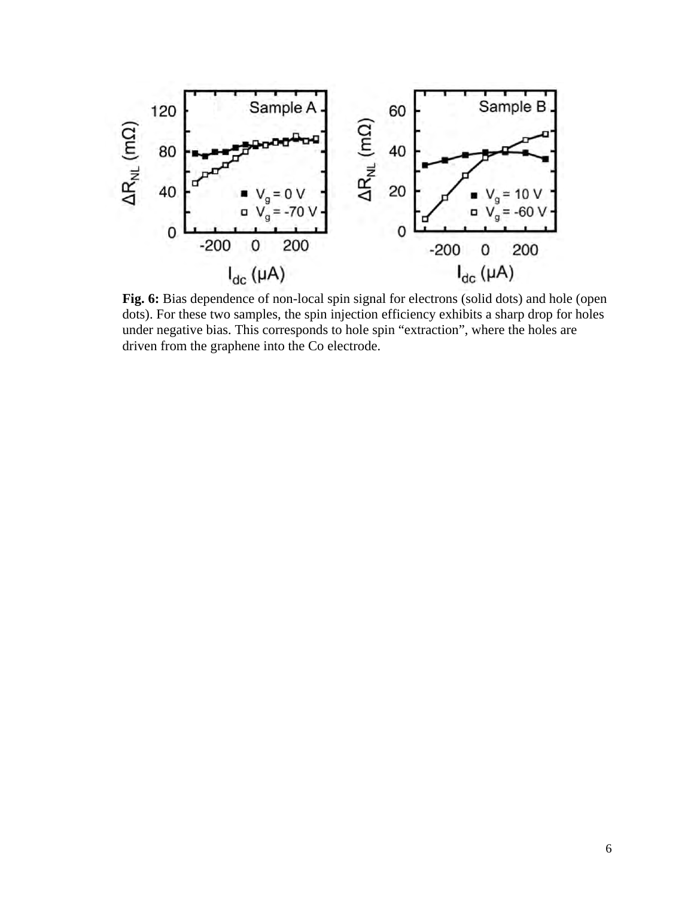**Fig. 6:** Bias dependence of non-local spin signal for electrons (solid dots) and hole (open dots). For these two samples, the spin injection efficiency exhibits a sharp drop for holes under negative bias. This corresponds to hole spin "extraction", where the holes are driven from the graphene into the Co electrode.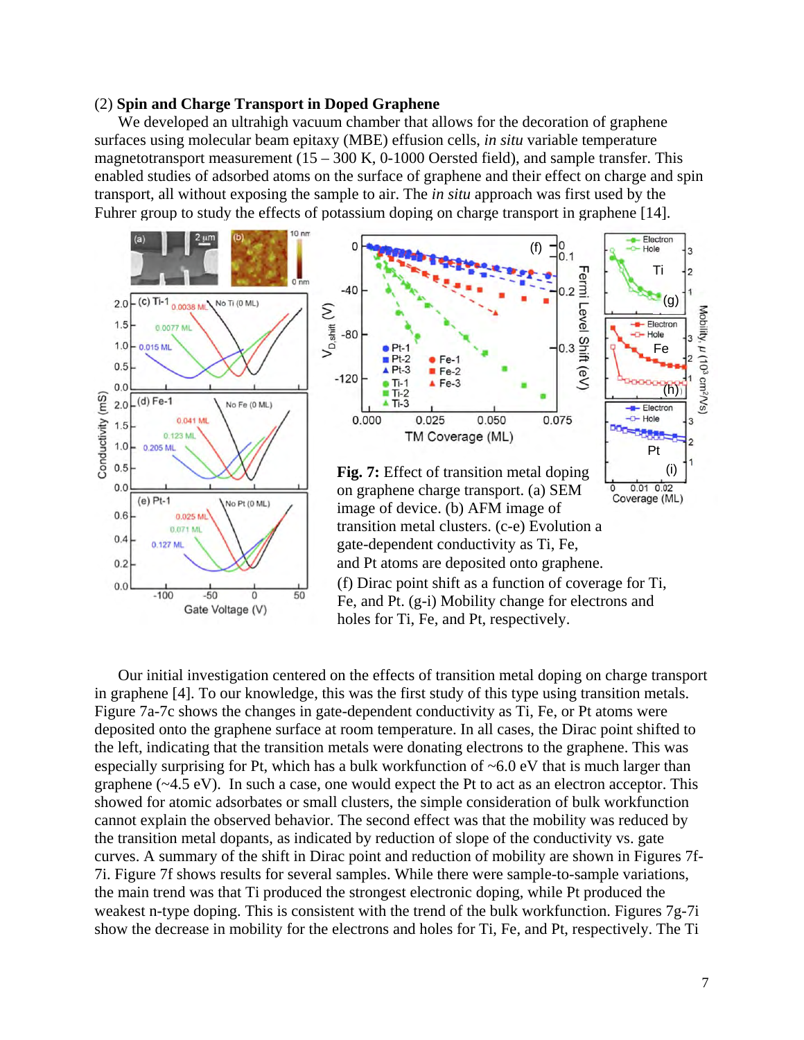(2) **Spin and Charge Transport in Doped Graphene**

We developed an ultrahigh vacuum chamber that allows for the decoration of graphene surfaces using molecular beam epitaxy (MBE) effusion cells, *in situ* variable temperature magnetotransport measurement (15 – 300 K, 0-1000 Oersted field), and sample transfer. This enabled studies of adsorbed atoms on the surface of graphene and their effect on charge and spin transport, all without exposing the sample to air. The *in situ* approach was first used by the Fuhrer group to study the effects of potassium doping on charge transport in graphene [14].

**Fig. 7:** Effect of transition metal doping on graphene charge transport. (a) SEM image of device. (b) AFM image of transition metal clusters. (c-e) Evolution a gate-dependent conductivity as Ti, Fe, and Pt atoms are deposited onto graphene. (f) Dirac point shift as a function of coverage for Ti, Fe, and Pt. (g-i) Mobility change for electrons and holes for Ti, Fe, and Pt, respectively.

Our initial investigation centered on the effects of transition metal doping on charge transport in graphene [4]. To our knowledge, this was the first study of this type using transition metals. Figure 7a-7c shows the changes in gate-dependent conductivity as Ti, Fe, or Pt atoms were deposited onto the graphene surface at room temperature. In all cases, the Dirac point shifted to the left, indicating that the transition metals were donating electrons to the graphene. This was especially surprising for Pt, which has a bulk workfunction of ~6.0 eV that is much larger than graphene (~4.5 eV). In such a case, one would expect the Pt to act as an electron acceptor. This showed for atomic adsorbates or small clusters, the simple consideration of bulk workfunction cannot explain the observed behavior. The second effect was that the mobility was reduced by the transition metal dopants, as indicated by reduction of slope of the conductivity vs. gate curves. A summary of the shift in Dirac point and reduction of mobility are shown in Figures 7f-7i. Figure 7f shows results for several samples. While there were sample-to-sample variations, the main trend was that Ti produced the strongest electronic doping, while Pt produced the weakest n-type doping. This is consistent with the trend of the bulk workfunction. Figures 7g-7i show the decrease in mobility for the electrons and holes for Ti, Fe, and Pt, respectively. The Ti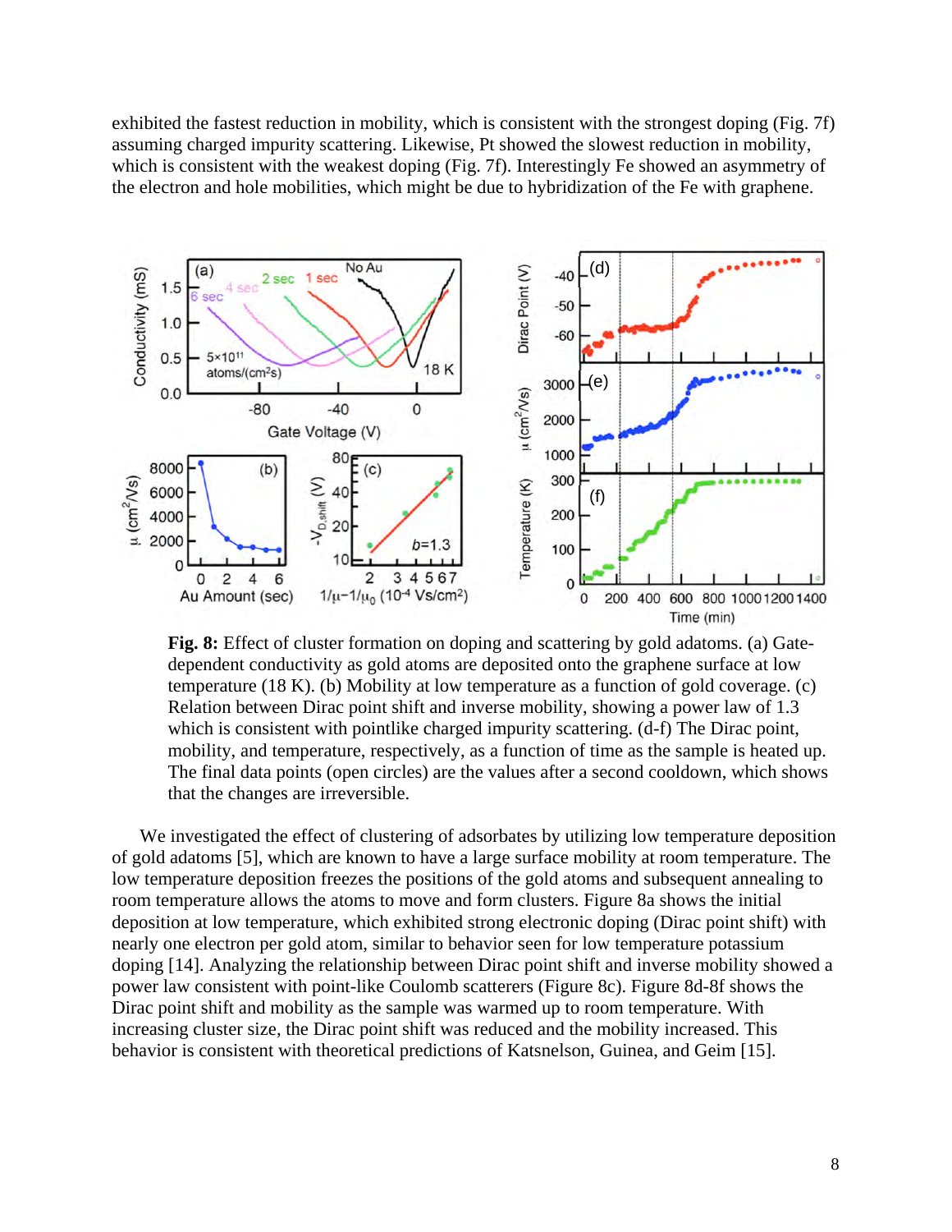exhibited the fastest reduction in mobility, which is consistent with the strongest doping (Fig. 7f) assuming charged impurity scattering. Likewise, Pt showed the slowest reduction in mobility, which is consistent with the weakest doping (Fig. 7f). Interestingly Fe showed an asymmetry of the electron and hole mobilities, which might be due to hybridization of the Fe with graphene.

**Fig. 8:** Effect of cluster formation on doping and scattering by gold adatoms. (a) Gate-dependent conductivity as gold atoms are deposited onto the graphene surface at low temperature (18 K). (b) Mobility at low temperature as a function of gold coverage. (c) Relation between Dirac point shift and inverse mobility, showing a power law of 1.3 which is consistent with pointlike charged impurity scattering. (d-f) The Dirac point, mobility, and temperature, respectively, as a function of time as the sample is heated up. The final data points (open circles) are the values after a second cooldown, which shows that the changes are irreversible.

We investigated the effect of clustering of adsorbates by utilizing low temperature deposition of gold adatoms [5], which are known to have a large surface mobility at room temperature. The low temperature deposition freezes the positions of the gold atoms and subsequent annealing to room temperature allows the atoms to move and form clusters. Figure 8a shows the initial deposition at low temperature, which exhibited strong electronic doping (Dirac point shift) with nearly one electron per gold atom, similar to behavior seen for low temperature potassium doping [14]. Analyzing the relationship between Dirac point shift and inverse mobility showed a power law consistent with point-like Coulomb scatterers (Figure 8c). Figure 8d-8f shows the Dirac point shift and mobility as the sample was warmed up to room temperature. With increasing cluster size, the Dirac point shift was reduced and the mobility increased. This behavior is consistent with theoretical predictions of Katsnelson, Guinea, and Geim [15].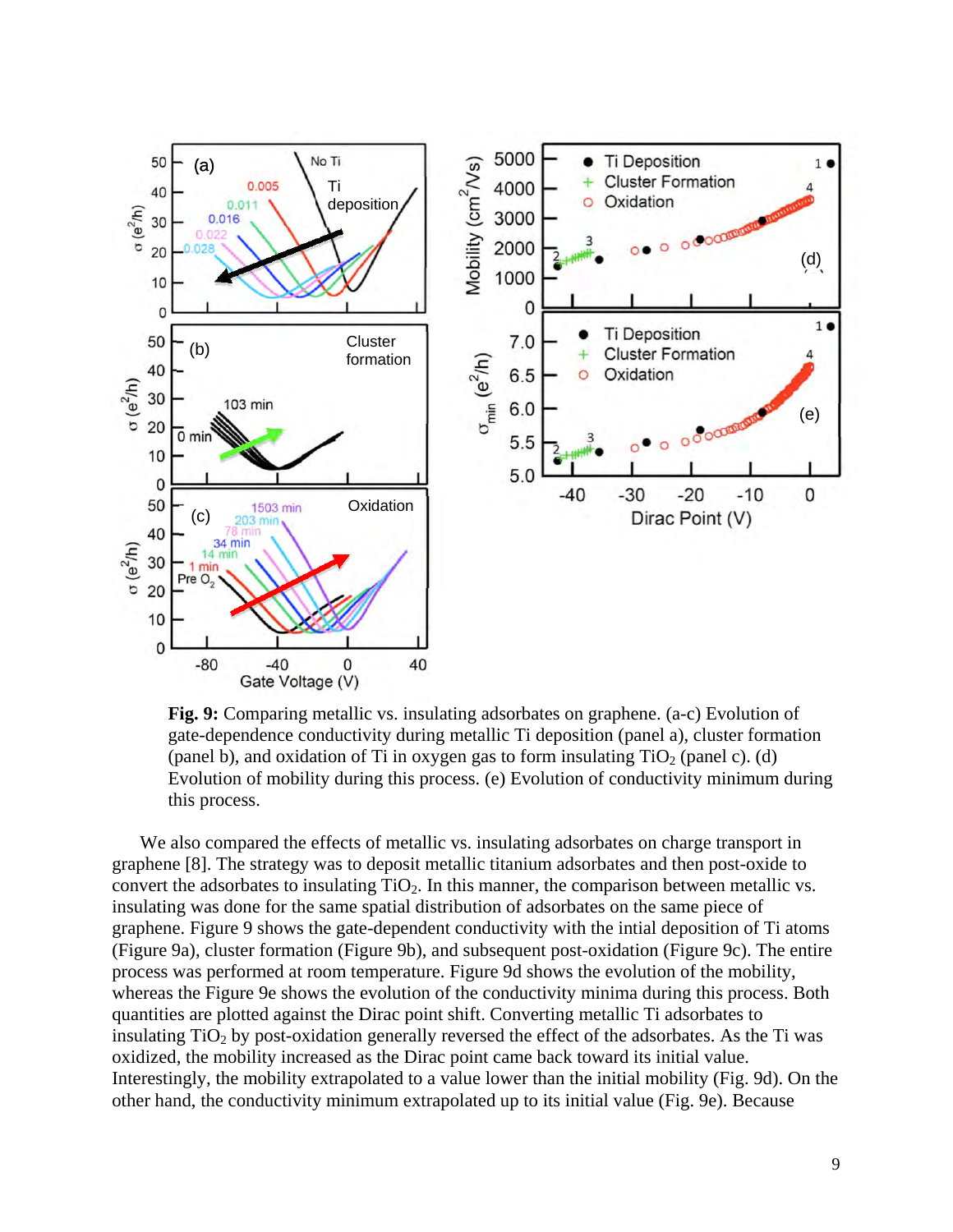**Fig. 9:** Comparing metallic vs. insulating adsorbates on graphene. (a-c) Evolution of gate-dependence conductivity during metallic Ti deposition (panel a), cluster formation (panel b), and oxidation of Ti in oxygen gas to form insulating $TiO_2$ (panel c). (d) Evolution of mobility during this process. (e) Evolution of conductivity minimum during this process.

We also compared the effects of metallic vs. insulating adsorbates on charge transport in graphene [8]. The strategy was to deposit metallic titanium adsorbates and then post-oxide to convert the adsorbates to insulating $TiO_2$. In this manner, the comparison between metallic vs. insulating was done for the same spatial distribution of adsorbates on the same piece of graphene. Figure 9 shows the gate-dependent conductivity with the intial deposition of Ti atoms (Figure 9a), cluster formation (Figure 9b), and subsequent post-oxidation (Figure 9c). The entire process was performed at room temperature. Figure 9d shows the evolution of the mobility, whereas the Figure 9e shows the evolution of the conductivity minima during this process. Both quantities are plotted against the Dirac point shift. Converting metallic Ti adsorbates to insulating $TiO_2$ by post-oxidation generally reversed the effect of the adsorbates. As the Ti was oxidized, the mobility increased as the Dirac point came back toward its initial value. Interestingly, the mobility extrapolated to a value lower than the initial mobility (Fig. 9d). On the other hand, the conductivity minimum extrapolated up to its initial value (Fig. 9e). Because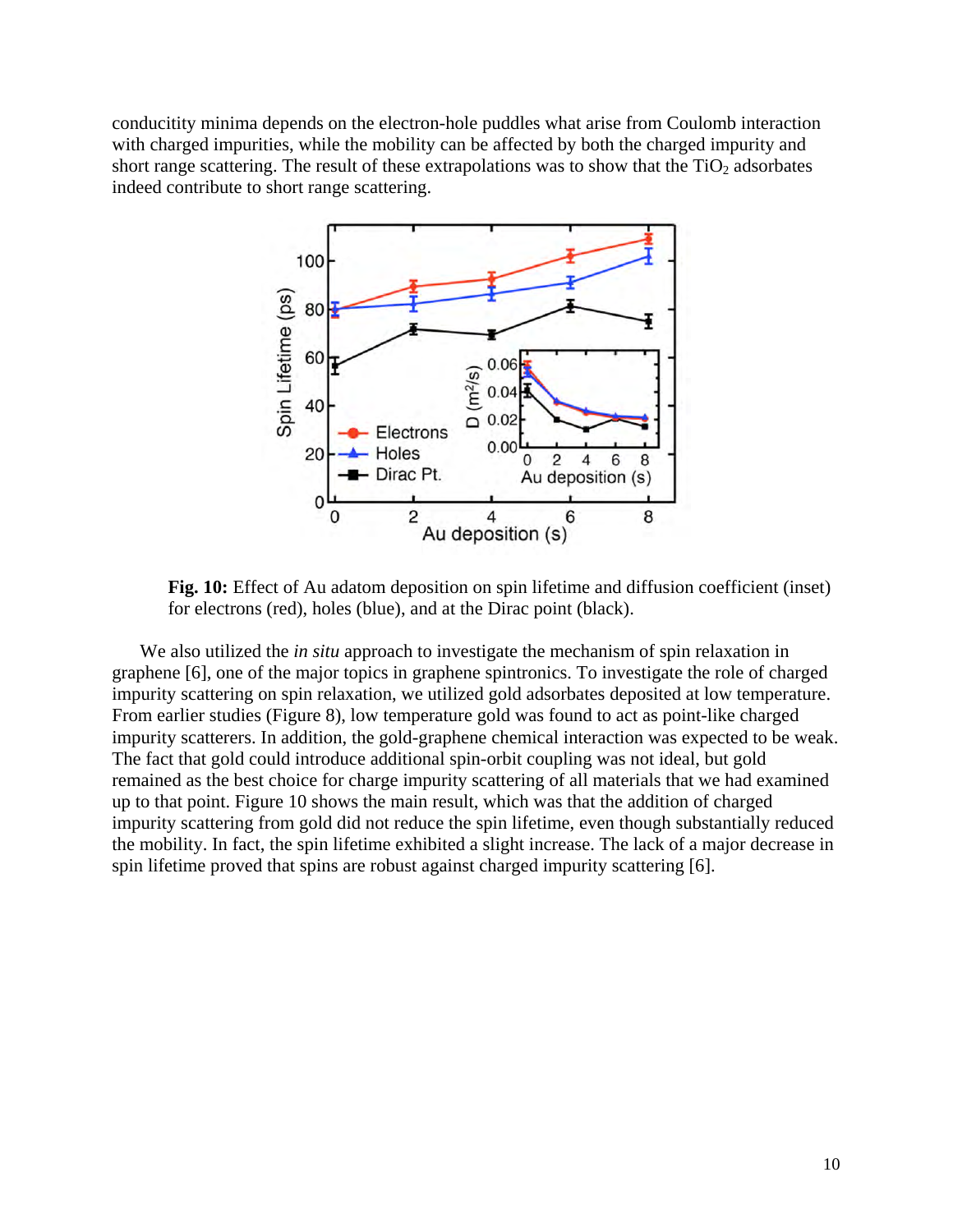conducitity minima depends on the electron-hole puddles what arise from Coulomb interaction with charged impurities, while the mobility can be affected by both the charged impurity and short range scattering. The result of these extrapolations was to show that the $TiO_2$ adsorbates indeed contribute to short range scattering.

**Fig. 10:** Effect of Au adatom deposition on spin lifetime and diffusion coefficient (inset) for electrons (red), holes (blue), and at the Dirac point (black).

We also utilized the *in situ* approach to investigate the mechanism of spin relaxation in graphene [6], one of the major topics in graphene spintronics. To investigate the role of charged impurity scattering on spin relaxation, we utilized gold adsorbates deposited at low temperature. From earlier studies (Figure 8), low temperature gold was found to act as point-like charged impurity scatterers. In addition, the gold-graphene chemical interaction was expected to be weak. The fact that gold could introduce additional spin-orbit coupling was not ideal, but gold remained as the best choice for charge impurity scattering of all materials that we had examined up to that point. Figure 10 shows the main result, which was that the addition of charged impurity scattering from gold did not reduce the spin lifetime, even though substantially reduced the mobility. In fact, the spin lifetime exhibited a slight increase. The lack of a major decrease in spin lifetime proved that spins are robust against charged impurity scattering [6].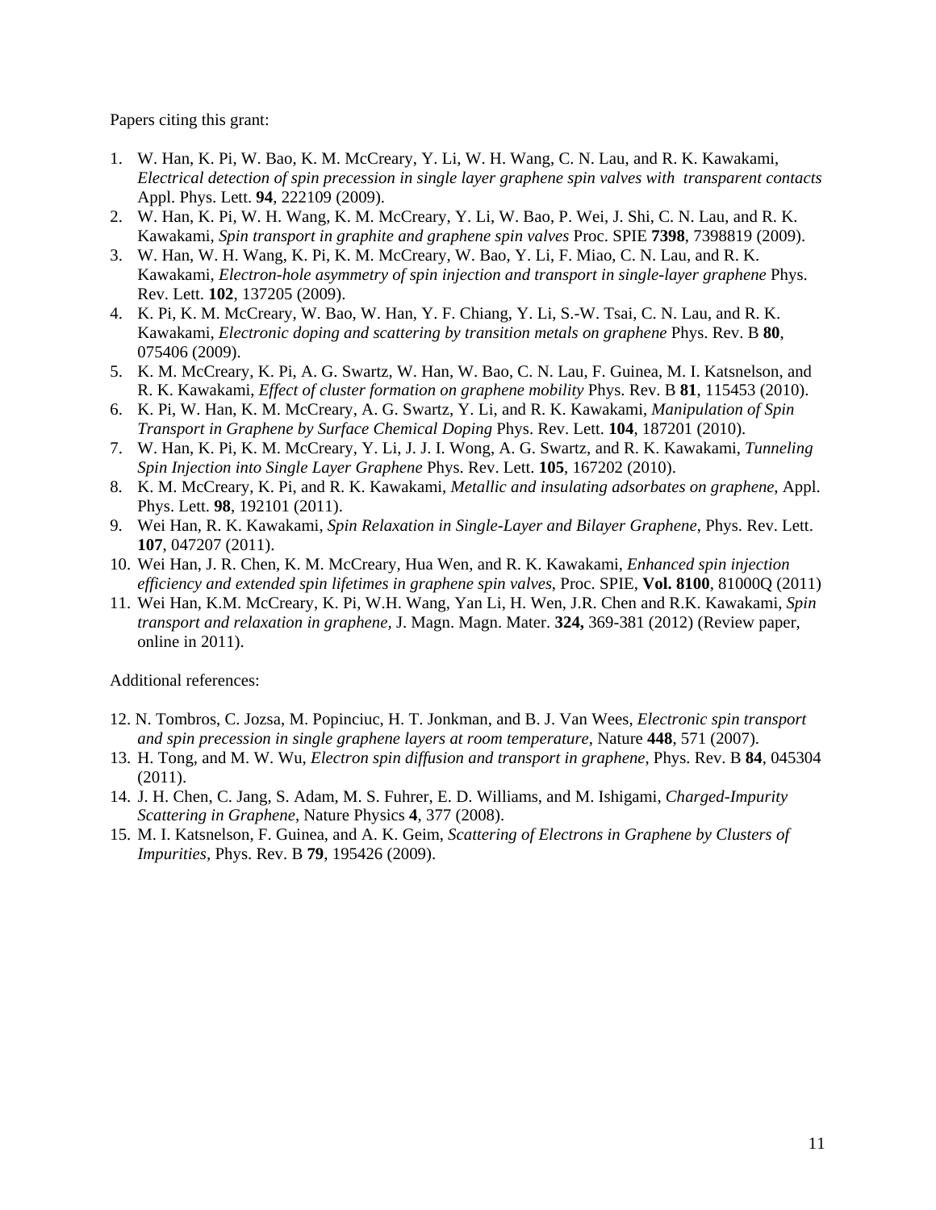Papers citing this grant:

1. W. Han, K. Pi, W. Bao, K. M. McCreary, Y. Li, W. H. Wang, C. N. Lau, and R. K. Kawakami, *Electrical detection of spin precession in single layer graphene spin valves with transparent contacts* Appl. Phys. Lett. **94**, 222109 (2009).
2. W. Han, K. Pi, W. H. Wang, K. M. McCreary, Y. Li, W. Bao, P. Wei, J. Shi, C. N. Lau, and R. K. Kawakami, *Spin transport in graphite and graphene spin valves* Proc. SPIE **7398**, 7398819 (2009).
3. W. Han, W. H. Wang, K. Pi, K. M. McCreary, W. Bao, Y. Li, F. Miao, C. N. Lau, and R. K. Kawakami, *Electron-hole asymmetry of spin injection and transport in single-layer graphene* Phys. Rev. Lett. **102**, 137205 (2009).
4. K. Pi, K. M. McCreary, W. Bao, W. Han, Y. F. Chiang, Y. Li, S.-W. Tsai, C. N. Lau, and R. K. Kawakami, *Electronic doping and scattering by transition metals on graphene* Phys. Rev. B **80**, 075406 (2009).
5. K. M. McCreary, K. Pi, A. G. Swartz, W. Han, W. Bao, C. N. Lau, F. Guinea, M. I. Katsnelson, and R. K. Kawakami, *Effect of cluster formation on graphene mobility* Phys. Rev. B **81**, 115453 (2010).
6. K. Pi, W. Han, K. M. McCreary, A. G. Swartz, Y. Li, and R. K. Kawakami, *Manipulation of Spin Transport in Graphene by Surface Chemical Doping* Phys. Rev. Lett. **104**, 187201 (2010).
7. W. Han, K. Pi, K. M. McCreary, Y. Li, J. J. I. Wong, A. G. Swartz, and R. K. Kawakami, *Tunneling Spin Injection into Single Layer Graphene* Phys. Rev. Lett. **105**, 167202 (2010).
8. K. M. McCreary, K. Pi, and R. K. Kawakami, *Metallic and insulating adsorbates on graphene*, Appl. Phys. Lett. **98**, 192101 (2011).
9. Wei Han, R. K. Kawakami, *Spin Relaxation in Single-Layer and Bilayer Graphene*, Phys. Rev. Lett. **107**, 047207 (2011).
10. Wei Han, J. R. Chen, K. M. McCreary, Hua Wen, and R. K. Kawakami, *Enhanced spin injection efficiency and extended spin lifetimes in graphene spin valves*, Proc. SPIE, **Vol. 8100**, 81000Q (2011)
11. Wei Han, K.M. McCreary, K. Pi, W.H. Wang, Yan Li, H. Wen, J.R. Chen and R.K. Kawakami, *Spin transport and relaxation in graphene*, J. Magn. Magn. Mater. **324,** 369-381 (2012) (Review paper, online in 2011).

Additional references:

12. N. Tombros, C. Jozsa, M. Popinciuc, H. T. Jonkman, and B. J. Van Wees, *Electronic spin transport and spin precession in single graphene layers at room temperature*, Nature **448**, 571 (2007).
13. H. Tong, and M. W. Wu, *Electron spin diffusion and transport in graphene*, Phys. Rev. B **84**, 045304 (2011).
14. J. H. Chen, C. Jang, S. Adam, M. S. Fuhrer, E. D. Williams, and M. Ishigami, *Charged-Impurity Scattering in Graphene*, Nature Physics **4**, 377 (2008).
15. M. I. Katsnelson, F. Guinea, and A. K. Geim, *Scattering of Electrons in Graphene by Clusters of Impurities*, Phys. Rev. B **79**, 195426 (2009).